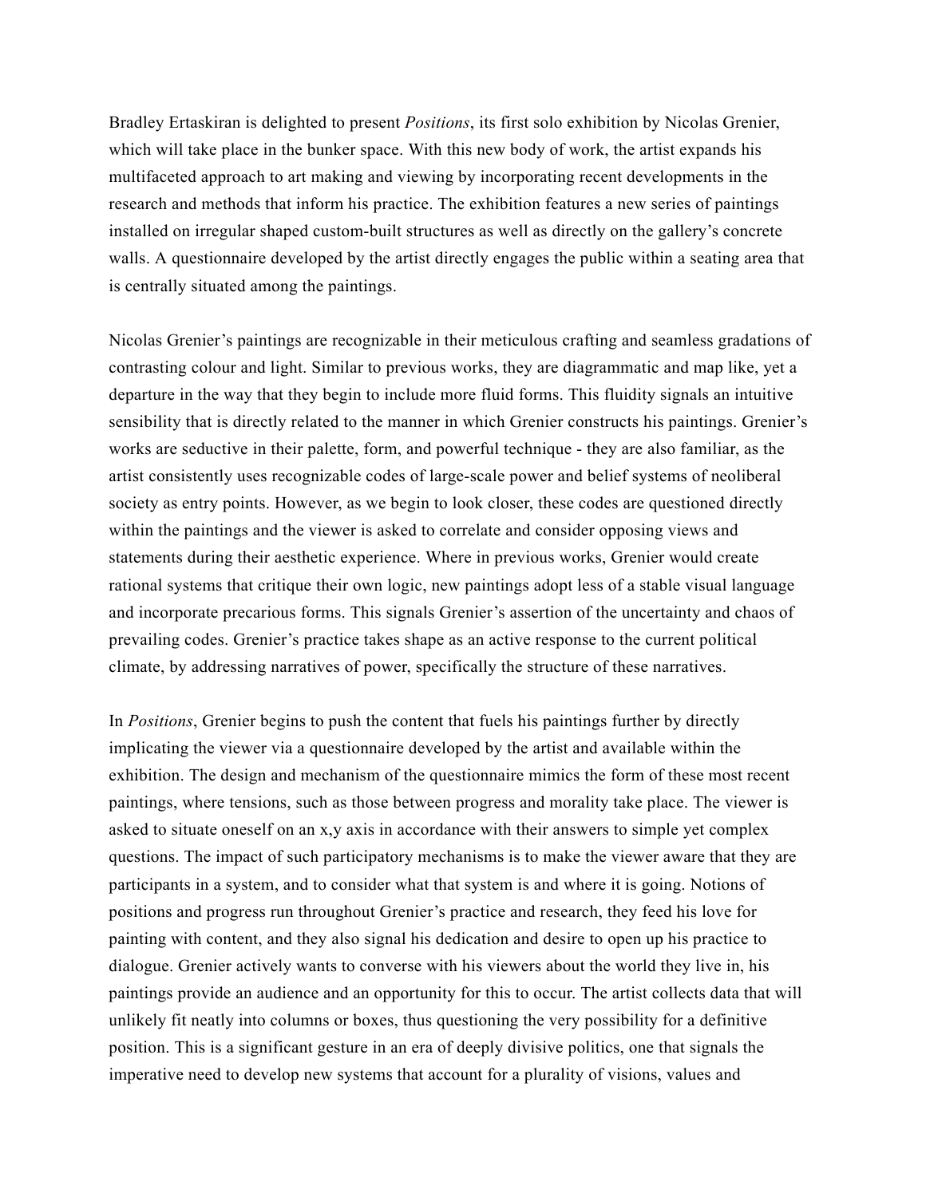Bradley Ertaskiran is delighted to present *Positions*, its first solo exhibition by Nicolas Grenier, which will take place in the bunker space. With this new body of work, the artist expands his multifaceted approach to art making and viewing by incorporating recent developments in the research and methods that inform his practice. The exhibition features a new series of paintings installed on irregular shaped custom-built structures as well as directly on the gallery's concrete walls. A questionnaire developed by the artist directly engages the public within a seating area that is centrally situated among the paintings.

Nicolas Grenier's paintings are recognizable in their meticulous crafting and seamless gradations of contrasting colour and light. Similar to previous works, they are diagrammatic and map like, yet a departure in the way that they begin to include more fluid forms. This fluidity signals an intuitive sensibility that is directly related to the manner in which Grenier constructs his paintings. Grenier's works are seductive in their palette, form, and powerful technique - they are also familiar, as the artist consistently uses recognizable codes of large-scale power and belief systems of neoliberal society as entry points. However, as we begin to look closer, these codes are questioned directly within the paintings and the viewer is asked to correlate and consider opposing views and statements during their aesthetic experience. Where in previous works, Grenier would create rational systems that critique their own logic, new paintings adopt less of a stable visual language and incorporate precarious forms. This signals Grenier's assertion of the uncertainty and chaos of prevailing codes. Grenier's practice takes shape as an active response to the current political climate, by addressing narratives of power, specifically the structure of these narratives.

In *Positions*, Grenier begins to push the content that fuels his paintings further by directly implicating the viewer via a questionnaire developed by the artist and available within the exhibition. The design and mechanism of the questionnaire mimics the form of these most recent paintings, where tensions, such as those between progress and morality take place. The viewer is asked to situate oneself on an x,y axis in accordance with their answers to simple yet complex questions. The impact of such participatory mechanisms is to make the viewer aware that they are participants in a system, and to consider what that system is and where it is going. Notions of positions and progress run throughout Grenier's practice and research, they feed his love for painting with content, and they also signal his dedication and desire to open up his practice to dialogue. Grenier actively wants to converse with his viewers about the world they live in, his paintings provide an audience and an opportunity for this to occur. The artist collects data that will unlikely fit neatly into columns or boxes, thus questioning the very possibility for a definitive position. This is a significant gesture in an era of deeply divisive politics, one that signals the imperative need to develop new systems that account for a plurality of visions, values and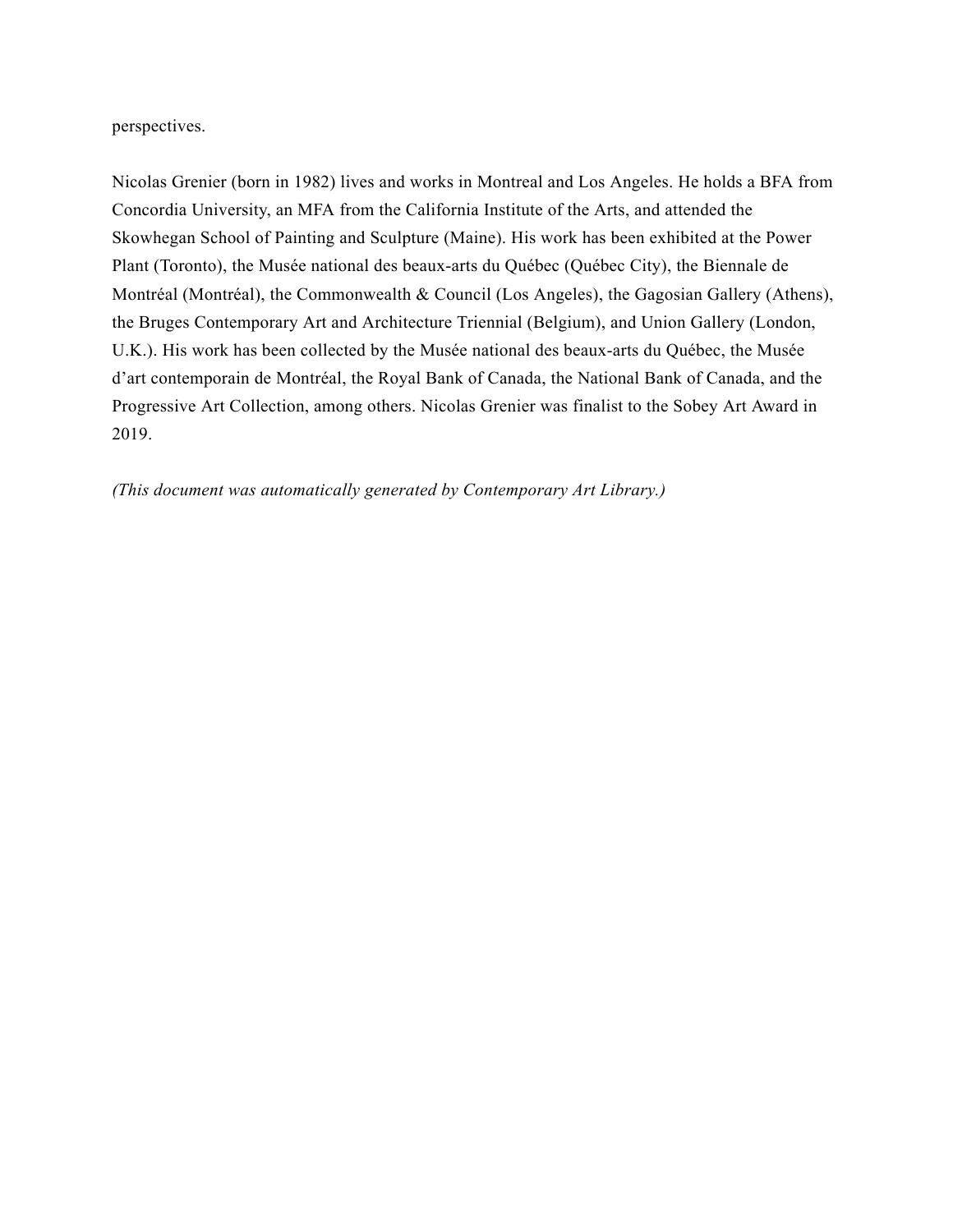perspectives.

Nicolas Grenier (born in 1982) lives and works in Montreal and Los Angeles. He holds a BFA from Concordia University, an MFA from the California Institute of the Arts, and attended the Skowhegan School of Painting and Sculpture (Maine). His work has been exhibited at the Power Plant (Toronto), the Musée national des beaux-arts du Québec (Québec City), the Biennale de Montréal (Montréal), the Commonwealth & Council (Los Angeles), the Gagosian Gallery (Athens), the Bruges Contemporary Art and Architecture Triennial (Belgium), and Union Gallery (London, U.K.). His work has been collected by the Musée national des beaux-arts du Québec, the Musée d'art contemporain de Montréal, the Royal Bank of Canada, the National Bank of Canada, and the Progressive Art Collection, among others. Nicolas Grenier was finalist to the Sobey Art Award in 2019.

*(This document was automatically generated by Contemporary Art Library.)*